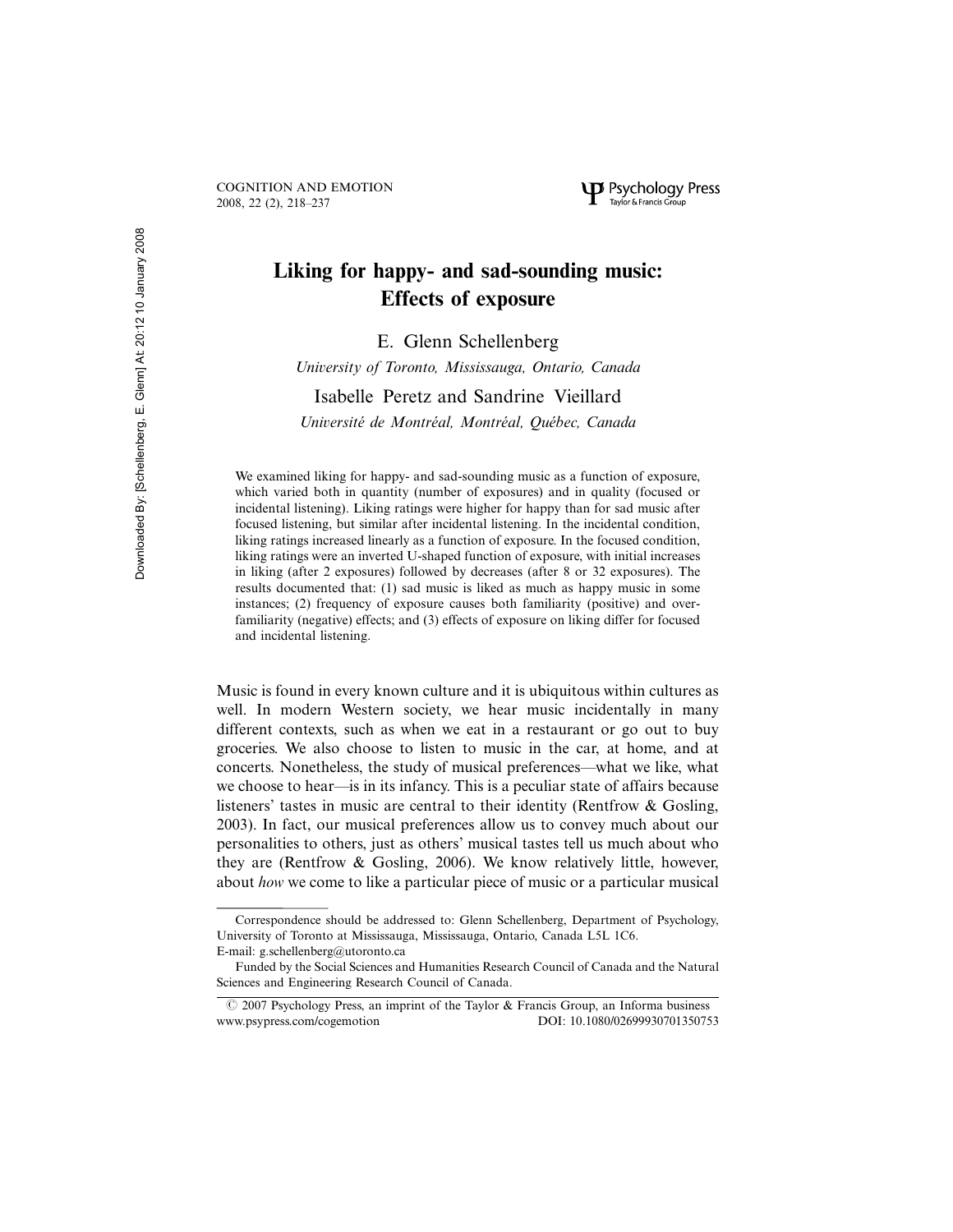# Liking for happy- and sad-sounding music: Effects of exposure

E. Glenn Schellenberg

*University of Toronto, Mississauga, Ontario, Canada*

Isabelle Peretz and Sandrine Vieillard

*Université de Montréal, Montréal, Québec, Canada*

We examined liking for happy- and sad-sounding music as a function of exposure, which varied both in quantity (number of exposures) and in quality (focused or incidental listening). Liking ratings were higher for happy than for sad music after focused listening, but similar after incidental listening. In the incidental condition, liking ratings increased linearly as a function of exposure. In the focused condition, liking ratings were an inverted U-shaped function of exposure, with initial increases in liking (after 2 exposures) followed by decreases (after 8 or 32 exposures). The results documented that: (1) sad music is liked as much as happy music in some instances; (2) frequency of exposure causes both familiarity (positive) and over-familiarity (negative) effects; and (3) effects of exposure on liking differ for focused and incidental listening.

Music is found in every known culture and it is ubiquitous within cultures as well. In modern Western society, we hear music incidentally in many different contexts, such as when we eat in a restaurant or go out to buy groceries. We also choose to listen to music in the car, at home, and at concerts. Nonetheless, the study of musical preferences—what we like, what we choose to hear—is in its infancy. This is a peculiar state of affairs because listeners' tastes in music are central to their identity (Rentfrow & Gosling, 2003). In fact, our musical preferences allow us to convey much about our personalities to others, just as others' musical tastes tell us much about who they are (Rentfrow & Gosling, 2006). We know relatively little, however, about *how* we come to like a particular piece of music or a particular musical

---

Correspondence should be addressed to: Glenn Schellenberg, Department of Psychology, University of Toronto at Mississauga, Mississauga, Ontario, Canada L5L 1C6. E-mail: g.schellenberg@utoronto.ca

Funded by the Social Sciences and Humanities Research Council of Canada and the Natural Sciences and Engineering Research Council of Canada.

© 2007 Psychology Press, an imprint of the Taylor & Francis Group, an Informa business
www.psypress.com/cogemotion DOI: 10.1080/02699930701350753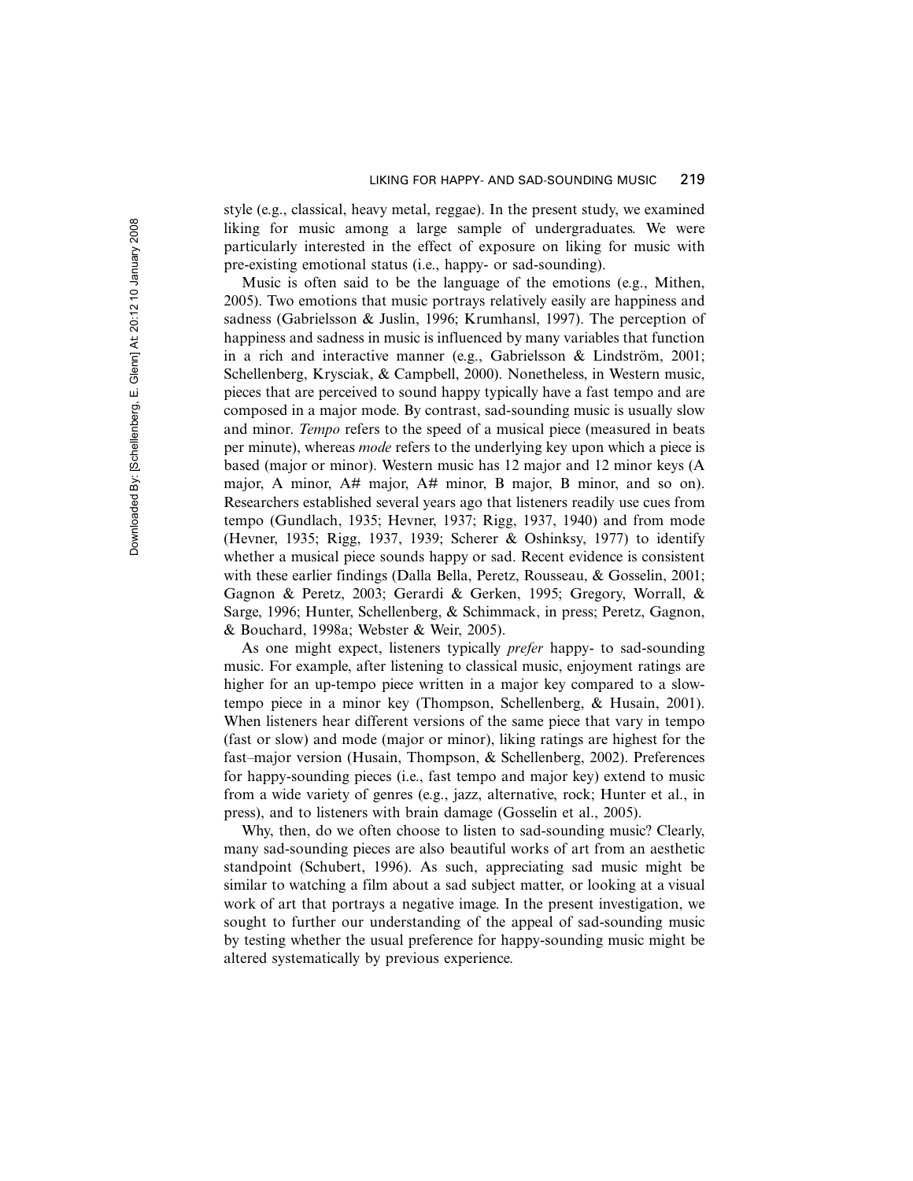style (e.g., classical, heavy metal, reggae). In the present study, we examined liking for music among a large sample of undergraduates. We were particularly interested in the effect of exposure on liking for music with pre-existing emotional status (i.e., happy- or sad-sounding).

Music is often said to be the language of the emotions (e.g., Mithen, 2005). Two emotions that music portrays relatively easily are happiness and sadness (Gabrielsson & Juslin, 1996; Krumhansl, 1997). The perception of happiness and sadness in music is influenced by many variables that function in a rich and interactive manner (e.g., Gabrielsson & Lindström, 2001; Schellenberg, Krysciak, & Campbell, 2000). Nonetheless, in Western music, pieces that are perceived to sound happy typically have a fast tempo and are composed in a major mode. By contrast, sad-sounding music is usually slow and minor. *Tempo* refers to the speed of a musical piece (measured in beats per minute), whereas *mode* refers to the underlying key upon which a piece is based (major or minor). Western music has 12 major and 12 minor keys (A major, A minor, A# major, A# minor, B major, B minor, and so on). Researchers established several years ago that listeners readily use cues from tempo (Gundlach, 1935; Hevner, 1937; Rigg, 1937, 1940) and from mode (Hevner, 1935; Rigg, 1937, 1939; Scherer & Oshinksy, 1977) to identify whether a musical piece sounds happy or sad. Recent evidence is consistent with these earlier findings (Dalla Bella, Peretz, Rousseau, & Gosselin, 2001; Gagnon & Peretz, 2003; Gerardi & Gerken, 1995; Gregory, Worrall, & Sarge, 1996; Hunter, Schellenberg, & Schimmack, in press; Peretz, Gagnon, & Bouchard, 1998a; Webster & Weir, 2005).

As one might expect, listeners typically *prefer* happy- to sad-sounding music. For example, after listening to classical music, enjoyment ratings are higher for an up-tempo piece written in a major key compared to a slow-tempo piece in a minor key (Thompson, Schellenberg, & Husain, 2001). When listeners hear different versions of the same piece that vary in tempo (fast or slow) and mode (major or minor), liking ratings are highest for the fast–major version (Husain, Thompson, & Schellenberg, 2002). Preferences for happy-sounding pieces (i.e., fast tempo and major key) extend to music from a wide variety of genres (e.g., jazz, alternative, rock; Hunter et al., in press), and to listeners with brain damage (Gosselin et al., 2005).

Why, then, do we often choose to listen to sad-sounding music? Clearly, many sad-sounding pieces are also beautiful works of art from an aesthetic standpoint (Schubert, 1996). As such, appreciating sad music might be similar to watching a film about a sad subject matter, or looking at a visual work of art that portrays a negative image. In the present investigation, we sought to further our understanding of the appeal of sad-sounding music by testing whether the usual preference for happy-sounding music might be altered systematically by previous experience.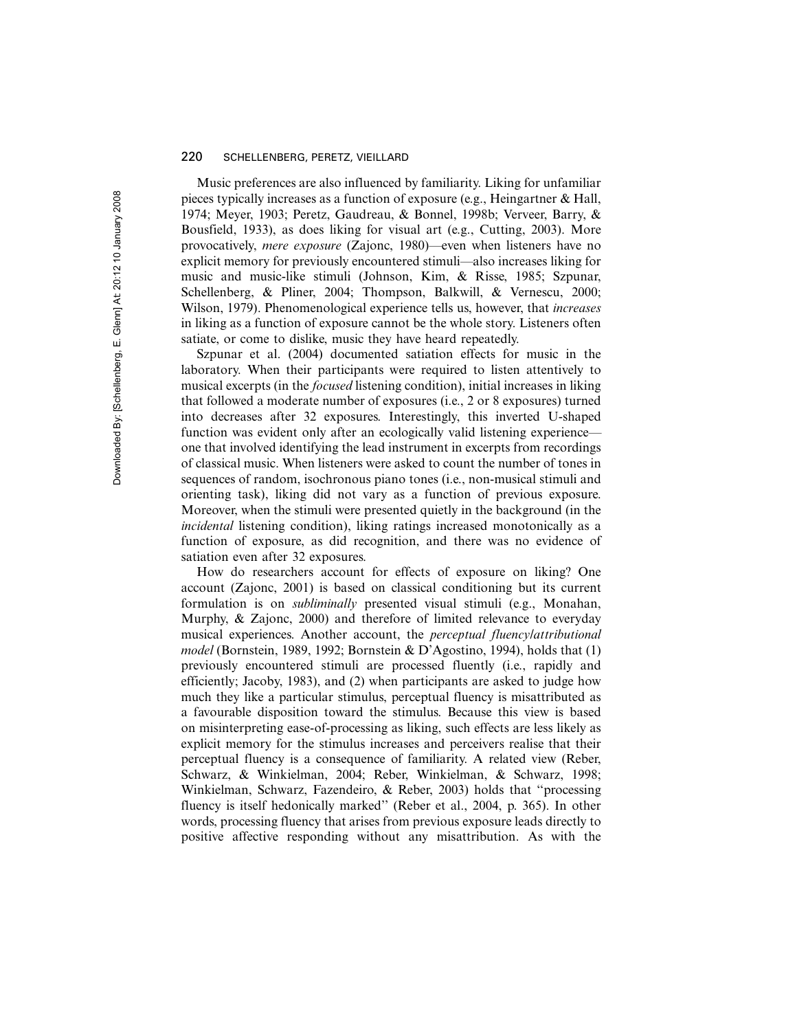Music preferences are also influenced by familiarity. Liking for unfamiliar pieces typically increases as a function of exposure (e.g., Heingartner & Hall, 1974; Meyer, 1903; Peretz, Gaudreau, & Bonnel, 1998b; Verveer, Barry, & Bousfield, 1933), as does liking for visual art (e.g., Cutting, 2003). More provocatively, *mere exposure* (Zajonc, 1980)—even when listeners have no explicit memory for previously encountered stimuli—also increases liking for music and music-like stimuli (Johnson, Kim, & Risse, 1985; Szpunar, Schellenberg, & Pliner, 2004; Thompson, Balkwill, & Vernescu, 2000; Wilson, 1979). Phenomenological experience tells us, however, that *increases* in liking as a function of exposure cannot be the whole story. Listeners often satiate, or come to dislike, music they have heard repeatedly.

Szpunar et al. (2004) documented satiation effects for music in the laboratory. When their participants were required to listen attentively to musical excerpts (in the *focused* listening condition), initial increases in liking that followed a moderate number of exposures (i.e., 2 or 8 exposures) turned into decreases after 32 exposures. Interestingly, this inverted U-shaped function was evident only after an ecologically valid listening experience—one that involved identifying the lead instrument in excerpts from recordings of classical music. When listeners were asked to count the number of tones in sequences of random, isochronous piano tones (i.e., non-musical stimuli and orienting task), liking did not vary as a function of previous exposure. Moreover, when the stimuli were presented quietly in the background (in the *incidental* listening condition), liking ratings increased monotonically as a function of exposure, as did recognition, and there was no evidence of satiation even after 32 exposures.

How do researchers account for effects of exposure on liking? One account (Zajonc, 2001) is based on classical conditioning but its current formulation is on *subliminally* presented visual stimuli (e.g., Monahan, Murphy, & Zajonc, 2000) and therefore of limited relevance to everyday musical experiences. Another account, the *perceptual fluency/attributional model* (Bornstein, 1989, 1992; Bornstein & D'Agostino, 1994), holds that (1) previously encountered stimuli are processed fluently (i.e., rapidly and efficiently; Jacoby, 1983), and (2) when participants are asked to judge how much they like a particular stimulus, perceptual fluency is misattributed as a favourable disposition toward the stimulus. Because this view is based on misinterpreting ease-of-processing as liking, such effects are less likely as explicit memory for the stimulus increases and perceivers realise that their perceptual fluency is a consequence of familiarity. A related view (Reber, Schwarz, & Winkielman, 2004; Reber, Winkielman, & Schwarz, 1998; Winkielman, Schwarz, Fazendeiro, & Reber, 2003) holds that "processing fluency is itself hedonically marked" (Reber et al., 2004, p. 365). In other words, processing fluency that arises from previous exposure leads directly to positive affective responding without any misattribution. As with the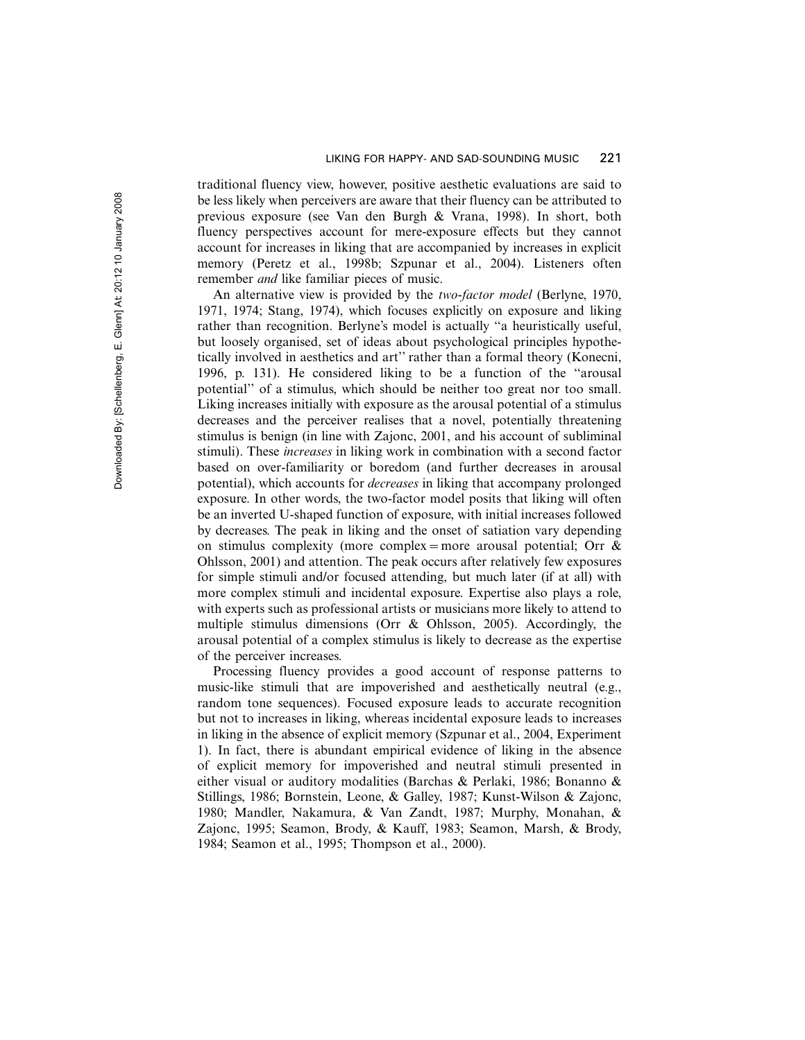traditional fluency view, however, positive aesthetic evaluations are said to be less likely when perceivers are aware that their fluency can be attributed to previous exposure (see Van den Burgh & Vrana, 1998). In short, both fluency perspectives account for mere-exposure effects but they cannot account for increases in liking that are accompanied by increases in explicit memory (Peretz et al., 1998b; Szpunar et al., 2004). Listeners often remember *and* like familiar pieces of music.

An alternative view is provided by the *two-factor model* (Berlyne, 1970, 1971, 1974; Stang, 1974), which focuses explicitly on exposure and liking rather than recognition. Berlyne's model is actually "a heuristically useful, but loosely organised, set of ideas about psychological principles hypothetically involved in aesthetics and art" rather than a formal theory (Konecni, 1996, p. 131). He considered liking to be a function of the "arousal potential" of a stimulus, which should be neither too great nor too small. Liking increases initially with exposure as the arousal potential of a stimulus decreases and the perceiver realises that a novel, potentially threatening stimulus is benign (in line with Zajonc, 2001, and his account of subliminal stimuli). These *increases* in liking work in combination with a second factor based on over-familiarity or boredom (and further decreases in arousal potential), which accounts for *decreases* in liking that accompany prolonged exposure. In other words, the two-factor model posits that liking will often be an inverted U-shaped function of exposure, with initial increases followed by decreases. The peak in liking and the onset of satiation vary depending on stimulus complexity (more complex = more arousal potential; Orr & Ohlsson, 2001) and attention. The peak occurs after relatively few exposures for simple stimuli and/or focused attending, but much later (if at all) with more complex stimuli and incidental exposure. Expertise also plays a role, with experts such as professional artists or musicians more likely to attend to multiple stimulus dimensions (Orr & Ohlsson, 2005). Accordingly, the arousal potential of a complex stimulus is likely to decrease as the expertise of the perceiver increases.

Processing fluency provides a good account of response patterns to music-like stimuli that are impoverished and aesthetically neutral (e.g., random tone sequences). Focused exposure leads to accurate recognition but not to increases in liking, whereas incidental exposure leads to increases in liking in the absence of explicit memory (Szpunar et al., 2004, Experiment 1). In fact, there is abundant empirical evidence of liking in the absence of explicit memory for impoverished and neutral stimuli presented in either visual or auditory modalities (Barchas & Perlaki, 1986; Bonanno & Stillings, 1986; Bornstein, Leone, & Galley, 1987; Kunst-Wilson & Zajonc, 1980; Mandler, Nakamura, & Van Zandt, 1987; Murphy, Monahan, & Zajonc, 1995; Seamon, Brody, & Kauff, 1983; Seamon, Marsh, & Brody, 1984; Seamon et al., 1995; Thompson et al., 2000).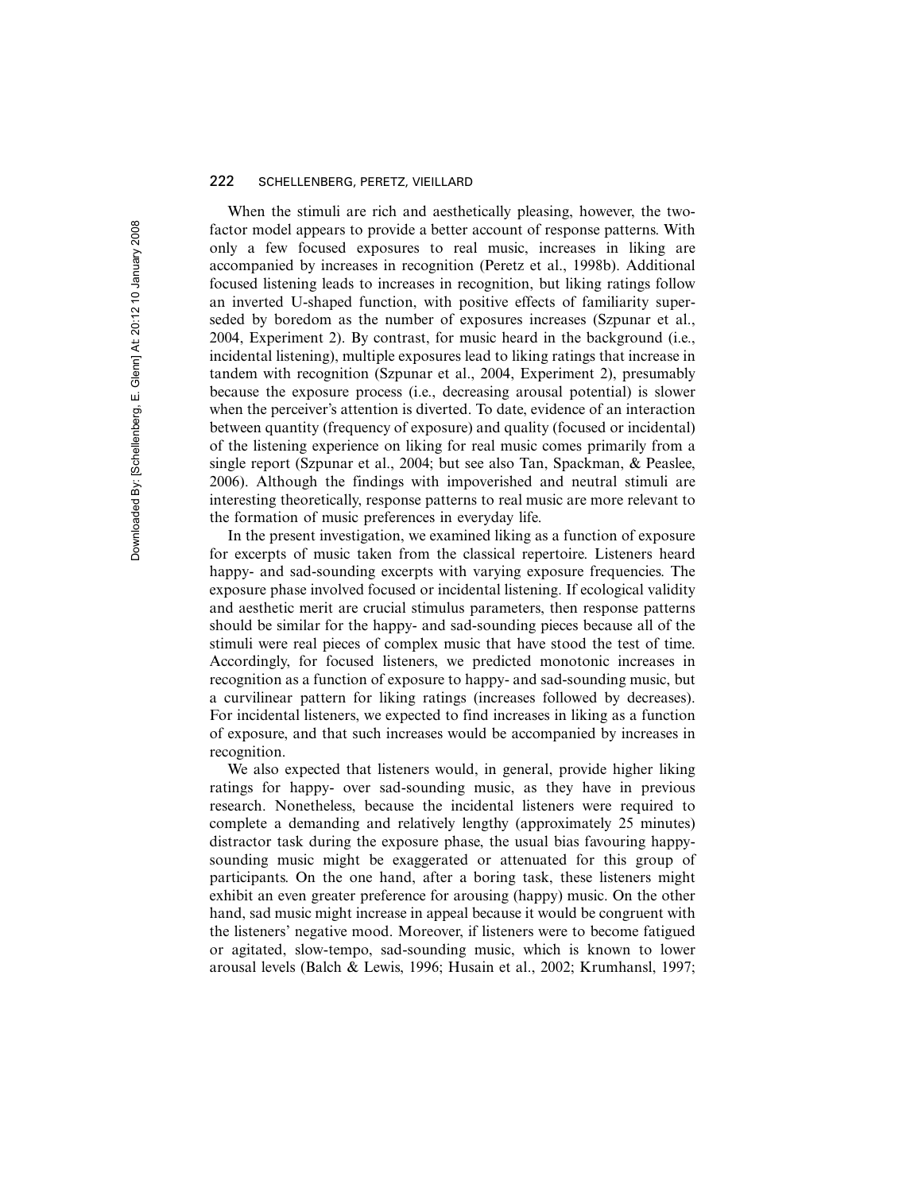When the stimuli are rich and aesthetically pleasing, however, the two-factor model appears to provide a better account of response patterns. With only a few focused exposures to real music, increases in liking are accompanied by increases in recognition (Peretz et al., 1998b). Additional focused listening leads to increases in recognition, but liking ratings follow an inverted U-shaped function, with positive effects of familiarity superseded by boredom as the number of exposures increases (Szpunar et al., 2004, Experiment 2). By contrast, for music heard in the background (i.e., incidental listening), multiple exposures lead to liking ratings that increase in tandem with recognition (Szpunar et al., 2004, Experiment 2), presumably because the exposure process (i.e., decreasing arousal potential) is slower when the perceiver's attention is diverted. To date, evidence of an interaction between quantity (frequency of exposure) and quality (focused or incidental) of the listening experience on liking for real music comes primarily from a single report (Szpunar et al., 2004; but see also Tan, Spackman, & Peaslee, 2006). Although the findings with impoverished and neutral stimuli are interesting theoretically, response patterns to real music are more relevant to the formation of music preferences in everyday life.

In the present investigation, we examined liking as a function of exposure for excerpts of music taken from the classical repertoire. Listeners heard happy- and sad-sounding excerpts with varying exposure frequencies. The exposure phase involved focused or incidental listening. If ecological validity and aesthetic merit are crucial stimulus parameters, then response patterns should be similar for the happy- and sad-sounding pieces because all of the stimuli were real pieces of complex music that have stood the test of time. Accordingly, for focused listeners, we predicted monotonic increases in recognition as a function of exposure to happy- and sad-sounding music, but a curvilinear pattern for liking ratings (increases followed by decreases). For incidental listeners, we expected to find increases in liking as a function of exposure, and that such increases would be accompanied by increases in recognition.

We also expected that listeners would, in general, provide higher liking ratings for happy- over sad-sounding music, as they have in previous research. Nonetheless, because the incidental listeners were required to complete a demanding and relatively lengthy (approximately 25 minutes) distractor task during the exposure phase, the usual bias favouring happy-sounding music might be exaggerated or attenuated for this group of participants. On the one hand, after a boring task, these listeners might exhibit an even greater preference for arousing (happy) music. On the other hand, sad music might increase in appeal because it would be congruent with the listeners' negative mood. Moreover, if listeners were to become fatigued or agitated, slow-tempo, sad-sounding music, which is known to lower arousal levels (Balch & Lewis, 1996; Husain et al., 2002; Krumhansl, 1997;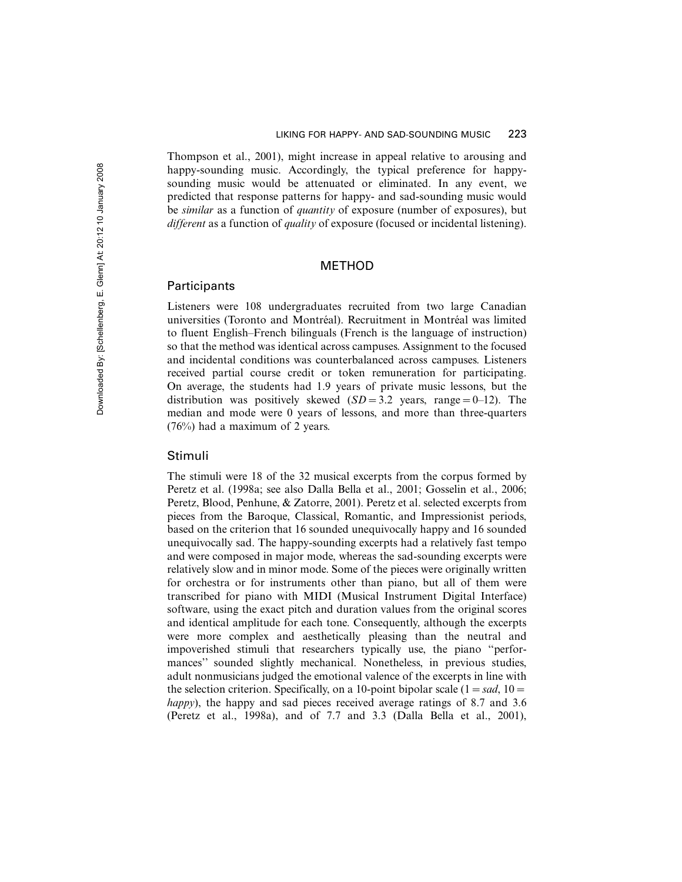Thompson et al., 2001), might increase in appeal relative to arousing and happy-sounding music. Accordingly, the typical preference for happy-sounding music would be attenuated or eliminated. In any event, we predicted that response patterns for happy- and sad-sounding music would be *similar* as a function of *quantity* of exposure (number of exposures), but *different* as a function of *quality* of exposure (focused or incidental listening).

## METHOD

### Participants

Listeners were 108 undergraduates recruited from two large Canadian universities (Toronto and Montréal). Recruitment in Montréal was limited to fluent English–French bilinguals (French is the language of instruction) so that the method was identical across campuses. Assignment to the focused and incidental conditions was counterbalanced across campuses. Listeners received partial course credit or token remuneration for participating. On average, the students had 1.9 years of private music lessons, but the distribution was positively skewed ($SD = 3.2$ years, range = 0–12). The median and mode were 0 years of lessons, and more than three-quarters (76%) had a maximum of 2 years.

### Stimuli

The stimuli were 18 of the 32 musical excerpts from the corpus formed by Peretz et al. (1998a; see also Dalla Bella et al., 2001; Gosselin et al., 2006; Peretz, Blood, Penhune, & Zatorre, 2001). Peretz et al. selected excerpts from pieces from the Baroque, Classical, Romantic, and Impressionist periods, based on the criterion that 16 sounded unequivocally happy and 16 sounded unequivocally sad. The happy-sounding excerpts had a relatively fast tempo and were composed in major mode, whereas the sad-sounding excerpts were relatively slow and in minor mode. Some of the pieces were originally written for orchestra or for instruments other than piano, but all of them were transcribed for piano with MIDI (Musical Instrument Digital Interface) software, using the exact pitch and duration values from the original scores and identical amplitude for each tone. Consequently, although the excerpts were more complex and aesthetically pleasing than the neutral and impoverished stimuli that researchers typically use, the piano "performances" sounded slightly mechanical. Nonetheless, in previous studies, adult nonmusicians judged the emotional valence of the excerpts in line with the selection criterion. Specifically, on a 10-point bipolar scale (1 = *sad*, 10 = *happy*), the happy and sad pieces received average ratings of 8.7 and 3.6 (Peretz et al., 1998a), and of 7.7 and 3.3 (Dalla Bella et al., 2001),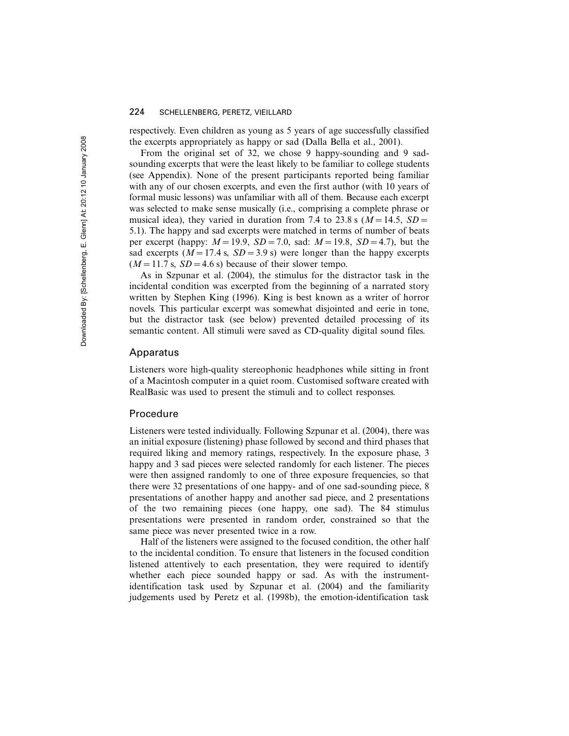respectively. Even children as young as 5 years of age successfully classified the excerpts appropriately as happy or sad (Dalla Bella et al., 2001).

From the original set of 32, we chose 9 happy-sounding and 9 sad-sounding excerpts that were the least likely to be familiar to college students (see Appendix). None of the present participants reported being familiar with any of our chosen excerpts, and even the first author (with 10 years of formal music lessons) was unfamiliar with all of them. Because each excerpt was selected to make sense musically (i.e., comprising a complete phrase or musical idea), they varied in duration from 7.4 to 23.8 s ($M = 14.5$, $SD = 5.1$). The happy and sad excerpts were matched in terms of number of beats per excerpt (happy: $M = 19.9$, $SD = 7.0$, sad: $M = 19.8$, $SD = 4.7$), but the sad excerpts ($M = 17.4$ s, $SD = 3.9$ s) were longer than the happy excerpts ($M = 11.7$ s, $SD = 4.6$ s) because of their slower tempo.

As in Szpunar et al. (2004), the stimulus for the distractor task in the incidental condition was excerpted from the beginning of a narrated story written by Stephen King (1996). King is best known as a writer of horror novels. This particular excerpt was somewhat disjointed and eerie in tone, but the distractor task (see below) prevented detailed processing of its semantic content. All stimuli were saved as CD-quality digital sound files.

## Apparatus

Listeners wore high-quality stereophonic headphones while sitting in front of a Macintosh computer in a quiet room. Customised software created with RealBasic was used to present the stimuli and to collect responses.

## Procedure

Listeners were tested individually. Following Szpunar et al. (2004), there was an initial exposure (listening) phase followed by second and third phases that required liking and memory ratings, respectively. In the exposure phase, 3 happy and 3 sad pieces were selected randomly for each listener. The pieces were then assigned randomly to one of three exposure frequencies, so that there were 32 presentations of one happy- and of one sad-sounding piece, 8 presentations of another happy and another sad piece, and 2 presentations of the two remaining pieces (one happy, one sad). The 84 stimulus presentations were presented in random order, constrained so that the same piece was never presented twice in a row.

Half of the listeners were assigned to the focused condition, the other half to the incidental condition. To ensure that listeners in the focused condition listened attentively to each presentation, they were required to identify whether each piece sounded happy or sad. As with the instrument-identification task used by Szpunar et al. (2004) and the familiarity judgements used by Peretz et al. (1998b), the emotion-identification task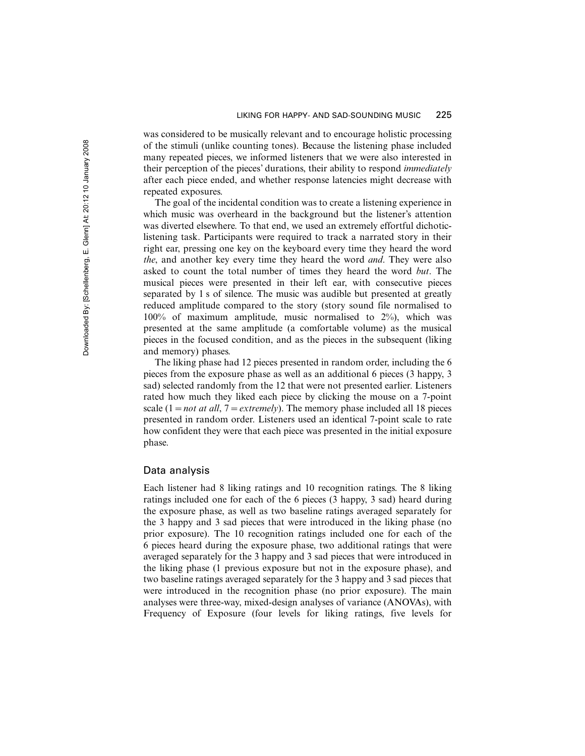was considered to be musically relevant and to encourage holistic processing of the stimuli (unlike counting tones). Because the listening phase included many repeated pieces, we informed listeners that we were also interested in their perception of the pieces' durations, their ability to respond *immediately* after each piece ended, and whether response latencies might decrease with repeated exposures.

The goal of the incidental condition was to create a listening experience in which music was overheard in the background but the listener's attention was diverted elsewhere. To that end, we used an extremely effortful dichotic-listening task. Participants were required to track a narrated story in their right ear, pressing one key on the keyboard every time they heard the word *the*, and another key every time they heard the word *and*. They were also asked to count the total number of times they heard the word *but*. The musical pieces were presented in their left ear, with consecutive pieces separated by 1 s of silence. The music was audible but presented at greatly reduced amplitude compared to the story (story sound file normalised to 100% of maximum amplitude, music normalised to 2%), which was presented at the same amplitude (a comfortable volume) as the musical pieces in the focused condition, and as the pieces in the subsequent (liking and memory) phases.

The liking phase had 12 pieces presented in random order, including the 6 pieces from the exposure phase as well as an additional 6 pieces (3 happy, 3 sad) selected randomly from the 12 that were not presented earlier. Listeners rated how much they liked each piece by clicking the mouse on a 7-point scale (1 = *not at all*, 7 = *extremely*). The memory phase included all 18 pieces presented in random order. Listeners used an identical 7-point scale to rate how confident they were that each piece was presented in the initial exposure phase.

## Data analysis

Each listener had 8 liking ratings and 10 recognition ratings. The 8 liking ratings included one for each of the 6 pieces (3 happy, 3 sad) heard during the exposure phase, as well as two baseline ratings averaged separately for the 3 happy and 3 sad pieces that were introduced in the liking phase (no prior exposure). The 10 recognition ratings included one for each of the 6 pieces heard during the exposure phase, two additional ratings that were averaged separately for the 3 happy and 3 sad pieces that were introduced in the liking phase (1 previous exposure but not in the exposure phase), and two baseline ratings averaged separately for the 3 happy and 3 sad pieces that were introduced in the recognition phase (no prior exposure). The main analyses were three-way, mixed-design analyses of variance (ANOVAs), with Frequency of Exposure (four levels for liking ratings, five levels for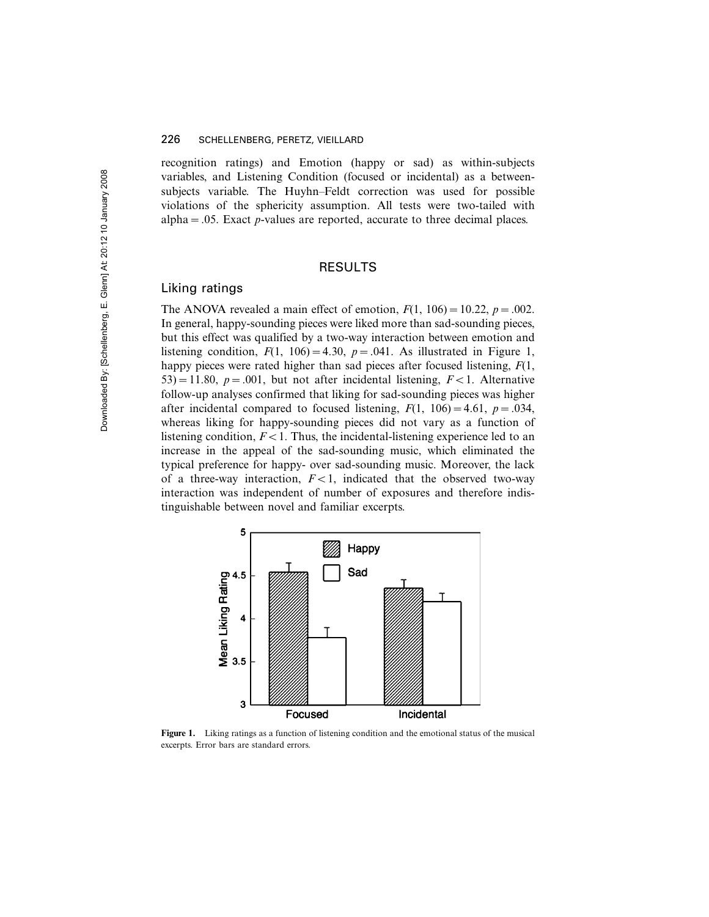recognition ratings) and Emotion (happy or sad) as within-subjects variables, and Listening Condition (focused or incidental) as a between-subjects variable. The Huyhn–Feldt correction was used for possible violations of the sphericity assumption. All tests were two-tailed with alpha = .05. Exact $p$-values are reported, accurate to three decimal places.

## RESULTS

### Liking ratings

The ANOVA revealed a main effect of emotion, $F(1, 106) = 10.22$, $p = .002$. In general, happy-sounding pieces were liked more than sad-sounding pieces, but this effect was qualified by a two-way interaction between emotion and listening condition, $F(1, 106) = 4.30$, $p = .041$. As illustrated in Figure 1, happy pieces were rated higher than sad pieces after focused listening, $F(1, 53) = 11.80$, $p = .001$, but not after incidental listening, $F < 1$. Alternative follow-up analyses confirmed that liking for sad-sounding pieces was higher after incidental compared to focused listening, $F(1, 106) = 4.61$, $p = .034$, whereas liking for happy-sounding pieces did not vary as a function of listening condition, $F < 1$. Thus, the incidental-listening experience led to an increase in the appeal of the sad-sounding music, which eliminated the typical preference for happy- over sad-sounding music. Moreover, the lack of a three-way interaction, $F < 1$, indicated that the observed two-way interaction was independent of number of exposures and therefore indistinguishable between novel and familiar excerpts.

**Figure 1.** Liking ratings as a function of listening condition and the emotional status of the musical excerpts. Error bars are standard errors.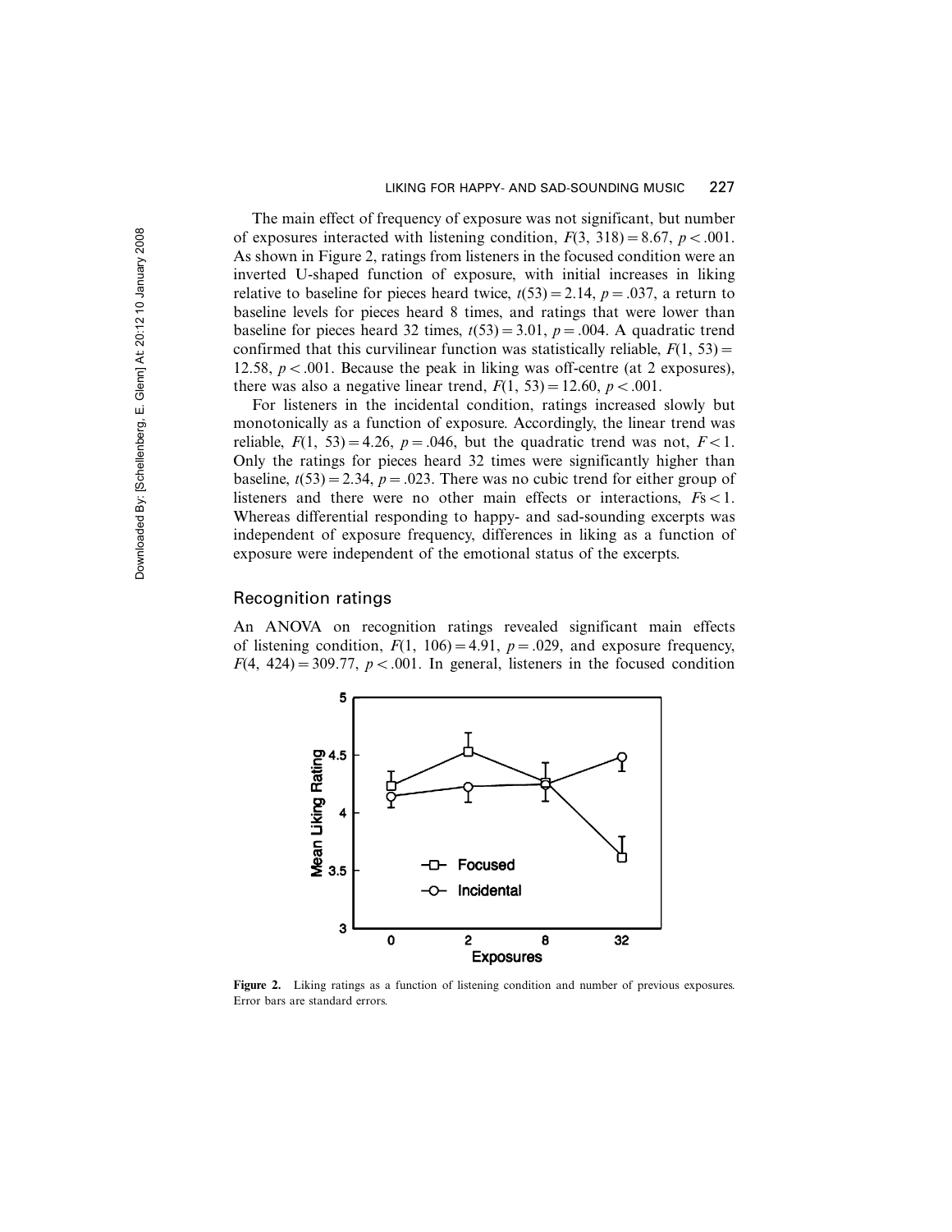The main effect of frequency of exposure was not significant, but number of exposures interacted with listening condition, $F(3, 318) = 8.67$, $p < .001$. As shown in Figure 2, ratings from listeners in the focused condition were an inverted U-shaped function of exposure, with initial increases in liking relative to baseline for pieces heard twice, $t(53) = 2.14$, $p = .037$, a return to baseline levels for pieces heard 8 times, and ratings that were lower than baseline for pieces heard 32 times, $t(53) = 3.01$, $p = .004$. A quadratic trend confirmed that this curvilinear function was statistically reliable, $F(1, 53) = 12.58$, $p < .001$. Because the peak in liking was off-centre (at 2 exposures), there was also a negative linear trend, $F(1, 53) = 12.60$, $p < .001$.

For listeners in the incidental condition, ratings increased slowly but monotonically as a function of exposure. Accordingly, the linear trend was reliable, $F(1, 53) = 4.26$, $p = .046$, but the quadratic trend was not, $F < 1$. Only the ratings for pieces heard 32 times were significantly higher than baseline, $t(53) = 2.34$, $p = .023$. There was no cubic trend for either group of listeners and there were no other main effects or interactions, $F\text{s} < 1$. Whereas differential responding to happy- and sad-sounding excerpts was independent of exposure frequency, differences in liking as a function of exposure were independent of the emotional status of the excerpts.

## Recognition ratings

An ANOVA on recognition ratings revealed significant main effects of listening condition, $F(1, 106) = 4.91$, $p = .029$, and exposure frequency, $F(4, 424) = 309.77$, $p < .001$. In general, listeners in the focused condition

**Figure 2.** Liking ratings as a function of listening condition and number of previous exposures. Error bars are standard errors.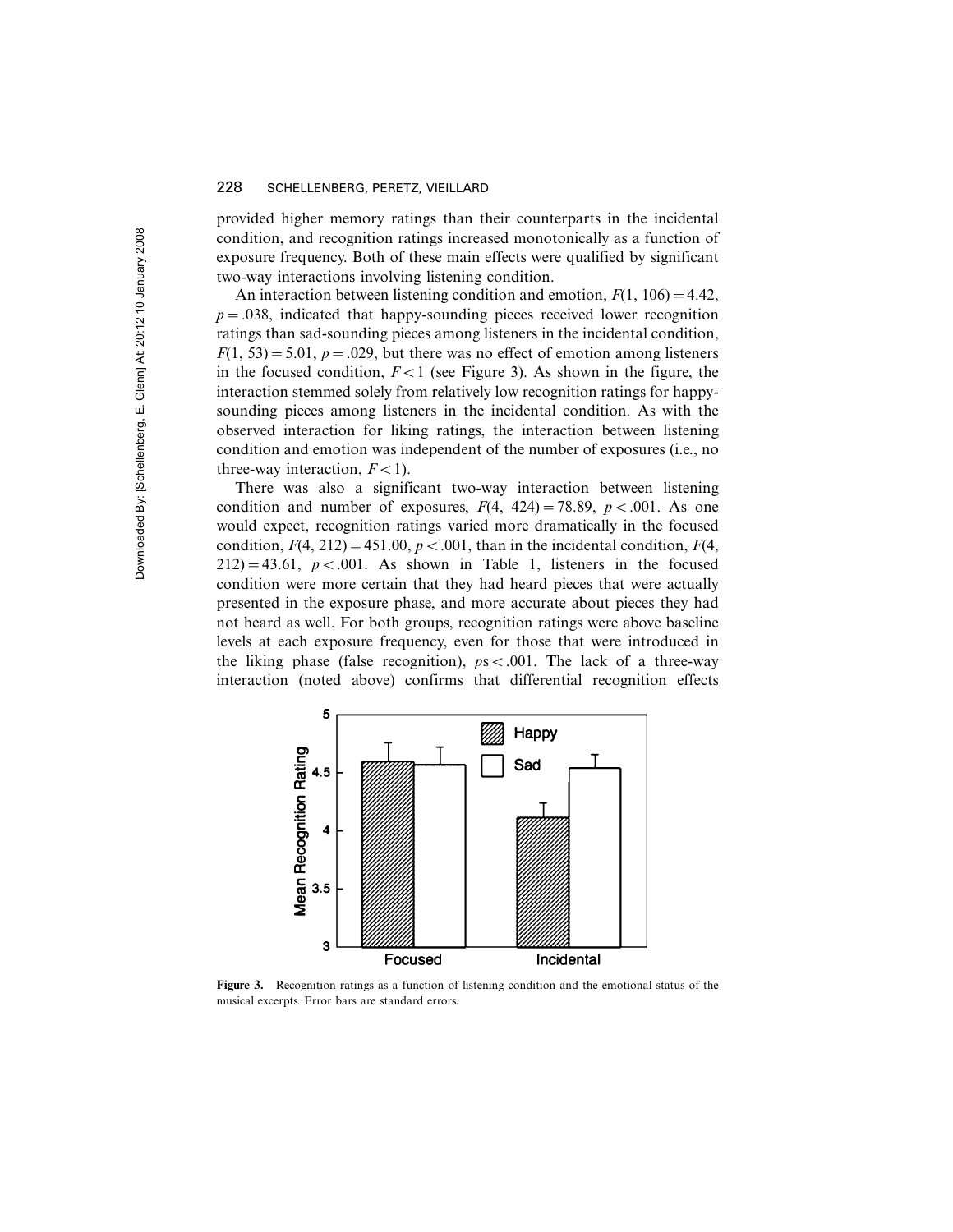provided higher memory ratings than their counterparts in the incidental condition, and recognition ratings increased monotonically as a function of exposure frequency. Both of these main effects were qualified by significant two-way interactions involving listening condition.

An interaction between listening condition and emotion, $F(1, 106) = 4.42$, $p = .038$, indicated that happy-sounding pieces received lower recognition ratings than sad-sounding pieces among listeners in the incidental condition, $F(1, 53) = 5.01$, $p = .029$, but there was no effect of emotion among listeners in the focused condition, $F < 1$ (see Figure 3). As shown in the figure, the interaction stemmed solely from relatively low recognition ratings for happy-sounding pieces among listeners in the incidental condition. As with the observed interaction for liking ratings, the interaction between listening condition and emotion was independent of the number of exposures (i.e., no three-way interaction, $F < 1$).

There was also a significant two-way interaction between listening condition and number of exposures, $F(4, 424) = 78.89$, $p < .001$. As one would expect, recognition ratings varied more dramatically in the focused condition, $F(4, 212) = 451.00$, $p < .001$, than in the incidental condition, $F(4, 212) = 43.61$, $p < .001$. As shown in Table 1, listeners in the focused condition were more certain that they had heard pieces that were actually presented in the exposure phase, and more accurate about pieces they had not heard as well. For both groups, recognition ratings were above baseline levels at each exposure frequency, even for those that were introduced in the liking phase (false recognition), $ps < .001$. The lack of a three-way interaction (noted above) confirms that differential recognition effects

**Figure 3.** Recognition ratings as a function of listening condition and the emotional status of the musical excerpts. Error bars are standard errors.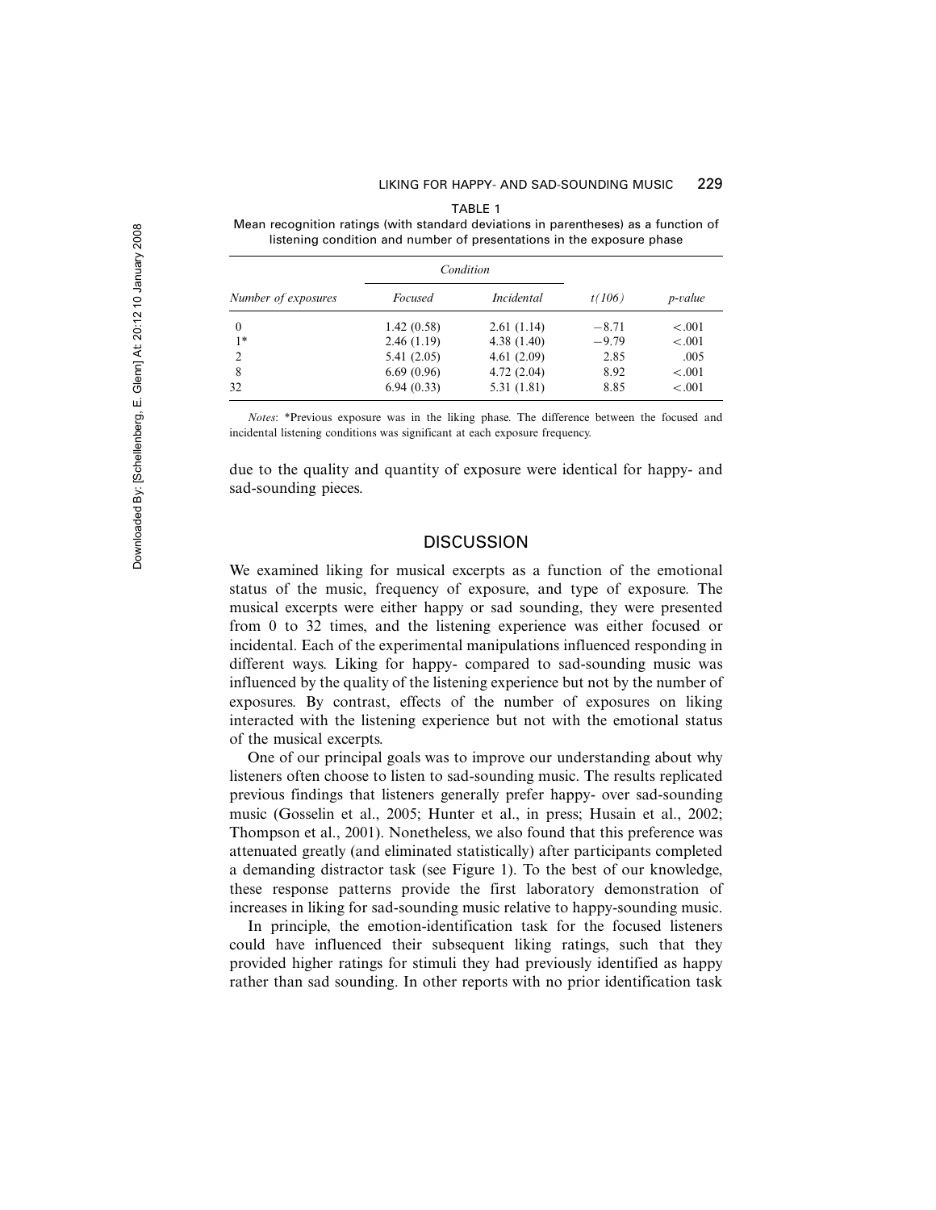TABLE 1

Mean recognition ratings (with standard deviations in parentheses) as a function of listening condition and number of presentations in the exposure phase

| | *Condition* | | | |
|---|---|---|---|---|
| *Number of exposures* | *Focused* | *Incidental* | *t(106)* | *p-value* |
| 0 | 1.42 (0.58) | 2.61 (1.14) | −8.71 | <.001 |
| 1* | 2.46 (1.19) | 4.38 (1.40) | −9.79 | <.001 |
| 2 | 5.41 (2.05) | 4.61 (2.09) | 2.85 | .005 |
| 8 | 6.69 (0.96) | 4.72 (2.04) | 8.92 | <.001 |
| 32 | 6.94 (0.33) | 5.31 (1.81) | 8.85 | <.001 |

*Notes*: *Previous exposure was in the liking phase. The difference between the focused and incidental listening conditions was significant at each exposure frequency.

due to the quality and quantity of exposure were identical for happy- and sad-sounding pieces.

## DISCUSSION

We examined liking for musical excerpts as a function of the emotional status of the music, frequency of exposure, and type of exposure. The musical excerpts were either happy or sad sounding, they were presented from 0 to 32 times, and the listening experience was either focused or incidental. Each of the experimental manipulations influenced responding in different ways. Liking for happy- compared to sad-sounding music was influenced by the quality of the listening experience but not by the number of exposures. By contrast, effects of the number of exposures on liking interacted with the listening experience but not with the emotional status of the musical excerpts.

One of our principal goals was to improve our understanding about why listeners often choose to listen to sad-sounding music. The results replicated previous findings that listeners generally prefer happy- over sad-sounding music (Gosselin et al., 2005; Hunter et al., in press; Husain et al., 2002; Thompson et al., 2001). Nonetheless, we also found that this preference was attenuated greatly (and eliminated statistically) after participants completed a demanding distractor task (see Figure 1). To the best of our knowledge, these response patterns provide the first laboratory demonstration of increases in liking for sad-sounding music relative to happy-sounding music.

In principle, the emotion-identification task for the focused listeners could have influenced their subsequent liking ratings, such that they provided higher ratings for stimuli they had previously identified as happy rather than sad sounding. In other reports with no prior identification task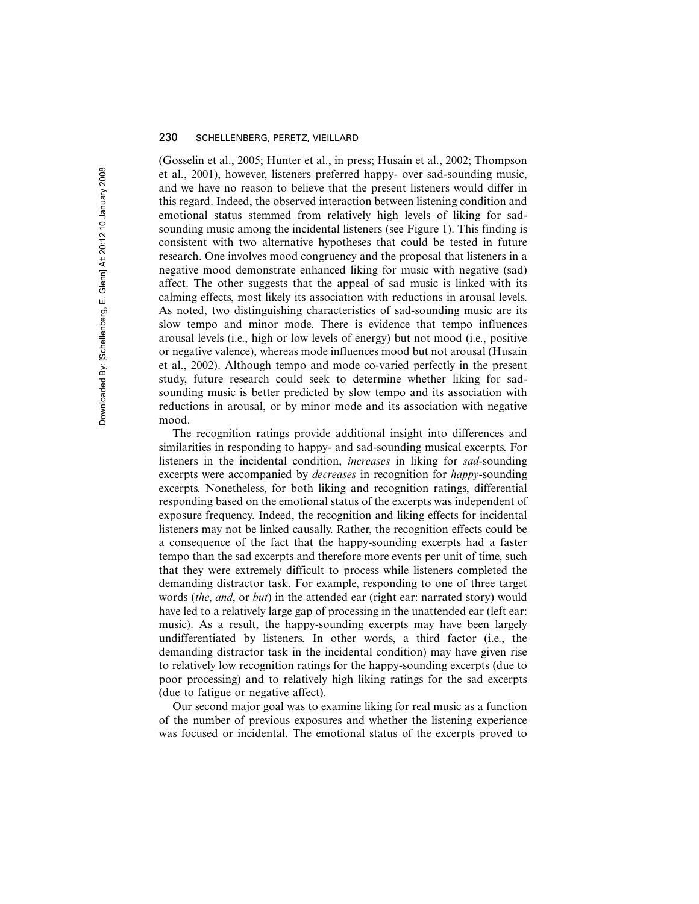(Gosselin et al., 2005; Hunter et al., in press; Husain et al., 2002; Thompson et al., 2001), however, listeners preferred happy- over sad-sounding music, and we have no reason to believe that the present listeners would differ in this regard. Indeed, the observed interaction between listening condition and emotional status stemmed from relatively high levels of liking for sad-sounding music among the incidental listeners (see Figure 1). This finding is consistent with two alternative hypotheses that could be tested in future research. One involves mood congruency and the proposal that listeners in a negative mood demonstrate enhanced liking for music with negative (sad) affect. The other suggests that the appeal of sad music is linked with its calming effects, most likely its association with reductions in arousal levels. As noted, two distinguishing characteristics of sad-sounding music are its slow tempo and minor mode. There is evidence that tempo influences arousal levels (i.e., high or low levels of energy) but not mood (i.e., positive or negative valence), whereas mode influences mood but not arousal (Husain et al., 2002). Although tempo and mode co-varied perfectly in the present study, future research could seek to determine whether liking for sad-sounding music is better predicted by slow tempo and its association with reductions in arousal, or by minor mode and its association with negative mood.

The recognition ratings provide additional insight into differences and similarities in responding to happy- and sad-sounding musical excerpts. For listeners in the incidental condition, *increases* in liking for *sad*-sounding excerpts were accompanied by *decreases* in recognition for *happy*-sounding excerpts. Nonetheless, for both liking and recognition ratings, differential responding based on the emotional status of the excerpts was independent of exposure frequency. Indeed, the recognition and liking effects for incidental listeners may not be linked causally. Rather, the recognition effects could be a consequence of the fact that the happy-sounding excerpts had a faster tempo than the sad excerpts and therefore more events per unit of time, such that they were extremely difficult to process while listeners completed the demanding distractor task. For example, responding to one of three target words (*the*, *and*, or *but*) in the attended ear (right ear: narrated story) would have led to a relatively large gap of processing in the unattended ear (left ear: music). As a result, the happy-sounding excerpts may have been largely undifferentiated by listeners. In other words, a third factor (i.e., the demanding distractor task in the incidental condition) may have given rise to relatively low recognition ratings for the happy-sounding excerpts (due to poor processing) and to relatively high liking ratings for the sad excerpts (due to fatigue or negative affect).

Our second major goal was to examine liking for real music as a function of the number of previous exposures and whether the listening experience was focused or incidental. The emotional status of the excerpts proved to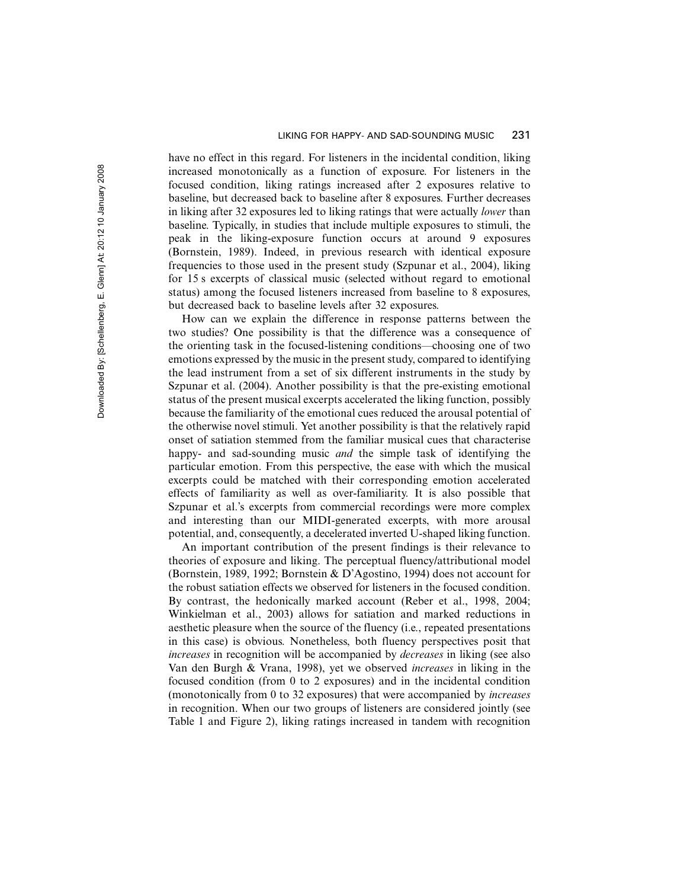have no effect in this regard. For listeners in the incidental condition, liking increased monotonically as a function of exposure. For listeners in the focused condition, liking ratings increased after 2 exposures relative to baseline, but decreased back to baseline after 8 exposures. Further decreases in liking after 32 exposures led to liking ratings that were actually *lower* than baseline. Typically, in studies that include multiple exposures to stimuli, the peak in the liking-exposure function occurs at around 9 exposures (Bornstein, 1989). Indeed, in previous research with identical exposure frequencies to those used in the present study (Szpunar et al., 2004), liking for 15 s excerpts of classical music (selected without regard to emotional status) among the focused listeners increased from baseline to 8 exposures, but decreased back to baseline levels after 32 exposures.

How can we explain the difference in response patterns between the two studies? One possibility is that the difference was a consequence of the orienting task in the focused-listening conditions—choosing one of two emotions expressed by the music in the present study, compared to identifying the lead instrument from a set of six different instruments in the study by Szpunar et al. (2004). Another possibility is that the pre-existing emotional status of the present musical excerpts accelerated the liking function, possibly because the familiarity of the emotional cues reduced the arousal potential of the otherwise novel stimuli. Yet another possibility is that the relatively rapid onset of satiation stemmed from the familiar musical cues that characterise happy- and sad-sounding music *and* the simple task of identifying the particular emotion. From this perspective, the ease with which the musical excerpts could be matched with their corresponding emotion accelerated effects of familiarity as well as over-familiarity. It is also possible that Szpunar et al.'s excerpts from commercial recordings were more complex and interesting than our MIDI-generated excerpts, with more arousal potential, and, consequently, a decelerated inverted U-shaped liking function.

An important contribution of the present findings is their relevance to theories of exposure and liking. The perceptual fluency/attributional model (Bornstein, 1989, 1992; Bornstein & D'Agostino, 1994) does not account for the robust satiation effects we observed for listeners in the focused condition. By contrast, the hedonically marked account (Reber et al., 1998, 2004; Winkielman et al., 2003) allows for satiation and marked reductions in aesthetic pleasure when the source of the fluency (i.e., repeated presentations in this case) is obvious. Nonetheless, both fluency perspectives posit that *increases* in recognition will be accompanied by *decreases* in liking (see also Van den Burgh & Vrana, 1998), yet we observed *increases* in liking in the focused condition (from 0 to 2 exposures) and in the incidental condition (monotonically from 0 to 32 exposures) that were accompanied by *increases* in recognition. When our two groups of listeners are considered jointly (see Table 1 and Figure 2), liking ratings increased in tandem with recognition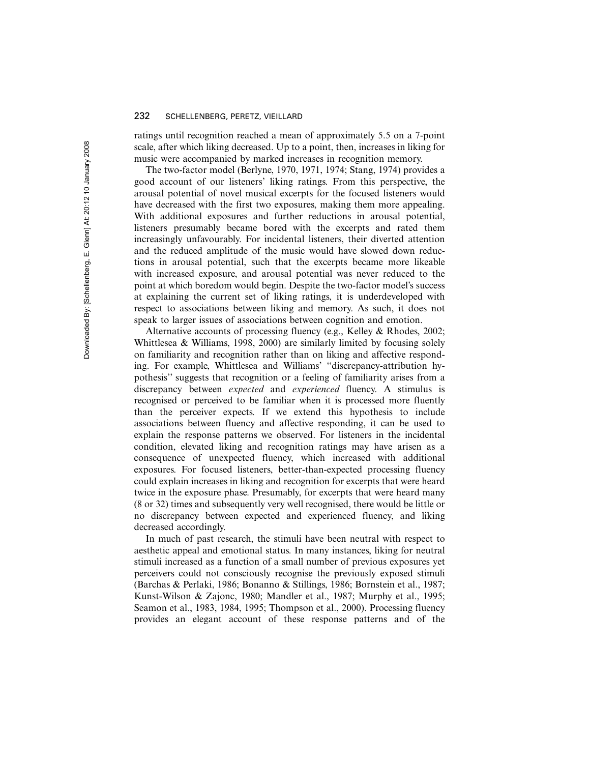ratings until recognition reached a mean of approximately 5.5 on a 7-point scale, after which liking decreased. Up to a point, then, increases in liking for music were accompanied by marked increases in recognition memory.

The two-factor model (Berlyne, 1970, 1971, 1974; Stang, 1974) provides a good account of our listeners' liking ratings. From this perspective, the arousal potential of novel musical excerpts for the focused listeners would have decreased with the first two exposures, making them more appealing. With additional exposures and further reductions in arousal potential, listeners presumably became bored with the excerpts and rated them increasingly unfavourably. For incidental listeners, their diverted attention and the reduced amplitude of the music would have slowed down reductions in arousal potential, such that the excerpts became more likeable with increased exposure, and arousal potential was never reduced to the point at which boredom would begin. Despite the two-factor model's success at explaining the current set of liking ratings, it is underdeveloped with respect to associations between liking and memory. As such, it does not speak to larger issues of associations between cognition and emotion.

Alternative accounts of processing fluency (e.g., Kelley & Rhodes, 2002; Whittlesea & Williams, 1998, 2000) are similarly limited by focusing solely on familiarity and recognition rather than on liking and affective responding. For example, Whittlesea and Williams' "discrepancy-attribution hypothesis" suggests that recognition or a feeling of familiarity arises from a discrepancy between *expected* and *experienced* fluency. A stimulus is recognised or perceived to be familiar when it is processed more fluently than the perceiver expects. If we extend this hypothesis to include associations between fluency and affective responding, it can be used to explain the response patterns we observed. For listeners in the incidental condition, elevated liking and recognition ratings may have arisen as a consequence of unexpected fluency, which increased with additional exposures. For focused listeners, better-than-expected processing fluency could explain increases in liking and recognition for excerpts that were heard twice in the exposure phase. Presumably, for excerpts that were heard many (8 or 32) times and subsequently very well recognised, there would be little or no discrepancy between expected and experienced fluency, and liking decreased accordingly.

In much of past research, the stimuli have been neutral with respect to aesthetic appeal and emotional status. In many instances, liking for neutral stimuli increased as a function of a small number of previous exposures yet perceivers could not consciously recognise the previously exposed stimuli (Barchas & Perlaki, 1986; Bonanno & Stillings, 1986; Bornstein et al., 1987; Kunst-Wilson & Zajonc, 1980; Mandler et al., 1987; Murphy et al., 1995; Seamon et al., 1983, 1984, 1995; Thompson et al., 2000). Processing fluency provides an elegant account of these response patterns and of the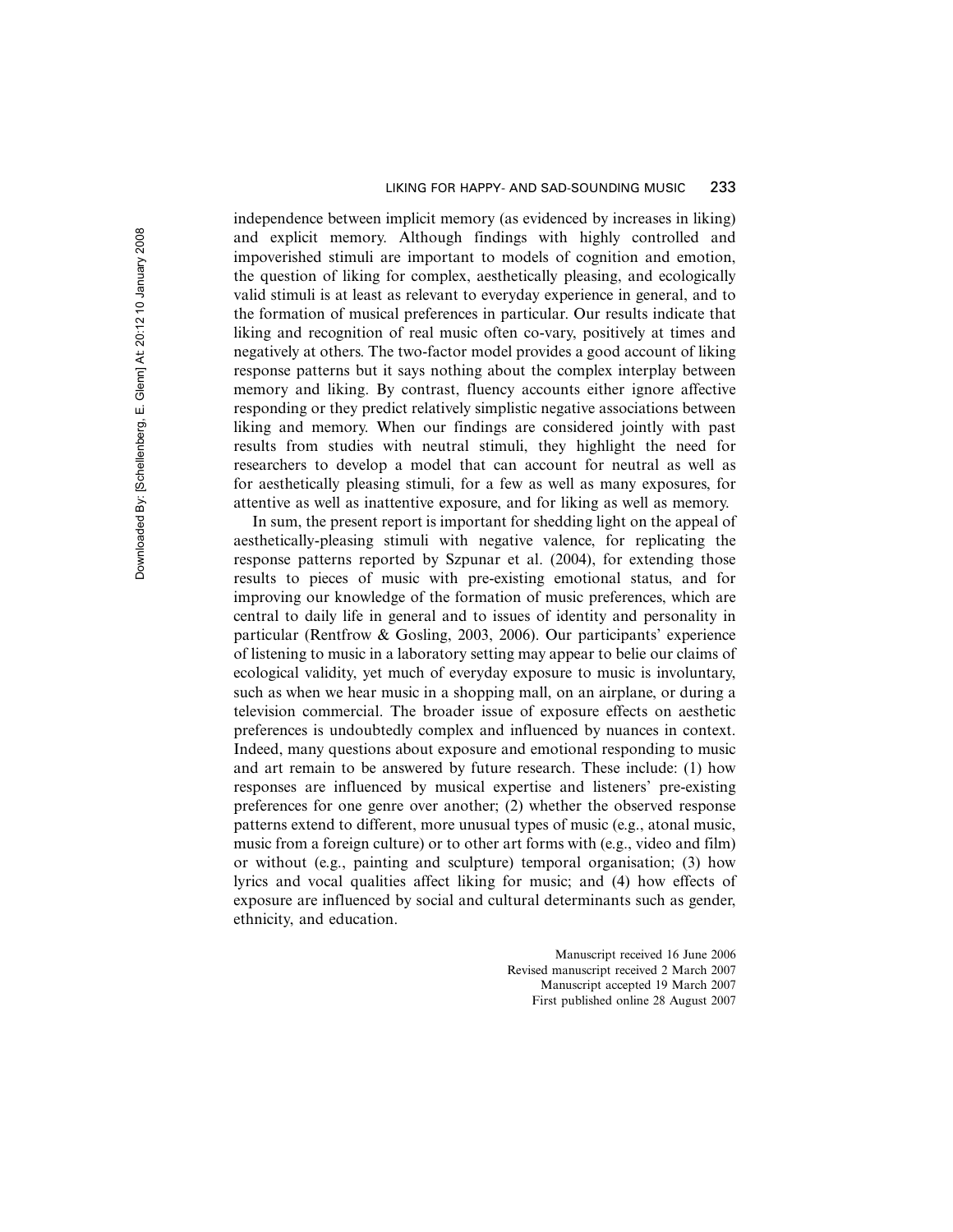independence between implicit memory (as evidenced by increases in liking) and explicit memory. Although findings with highly controlled and impoverished stimuli are important to models of cognition and emotion, the question of liking for complex, aesthetically pleasing, and ecologically valid stimuli is at least as relevant to everyday experience in general, and to the formation of musical preferences in particular. Our results indicate that liking and recognition of real music often co-vary, positively at times and negatively at others. The two-factor model provides a good account of liking response patterns but it says nothing about the complex interplay between memory and liking. By contrast, fluency accounts either ignore affective responding or they predict relatively simplistic negative associations between liking and memory. When our findings are considered jointly with past results from studies with neutral stimuli, they highlight the need for researchers to develop a model that can account for neutral as well as for aesthetically pleasing stimuli, for a few as well as many exposures, for attentive as well as inattentive exposure, and for liking as well as memory.

In sum, the present report is important for shedding light on the appeal of aesthetically-pleasing stimuli with negative valence, for replicating the response patterns reported by Szpunar et al. (2004), for extending those results to pieces of music with pre-existing emotional status, and for improving our knowledge of the formation of music preferences, which are central to daily life in general and to issues of identity and personality in particular (Rentfrow & Gosling, 2003, 2006). Our participants' experience of listening to music in a laboratory setting may appear to belie our claims of ecological validity, yet much of everyday exposure to music is involuntary, such as when we hear music in a shopping mall, on an airplane, or during a television commercial. The broader issue of exposure effects on aesthetic preferences is undoubtedly complex and influenced by nuances in context. Indeed, many questions about exposure and emotional responding to music and art remain to be answered by future research. These include: (1) how responses are influenced by musical expertise and listeners' pre-existing preferences for one genre over another; (2) whether the observed response patterns extend to different, more unusual types of music (e.g., atonal music, music from a foreign culture) or to other art forms with (e.g., video and film) or without (e.g., painting and sculpture) temporal organisation; (3) how lyrics and vocal qualities affect liking for music; and (4) how effects of exposure are influenced by social and cultural determinants such as gender, ethnicity, and education.

Manuscript received 16 June 2006
Revised manuscript received 2 March 2007
Manuscript accepted 19 March 2007
First published online 28 August 2007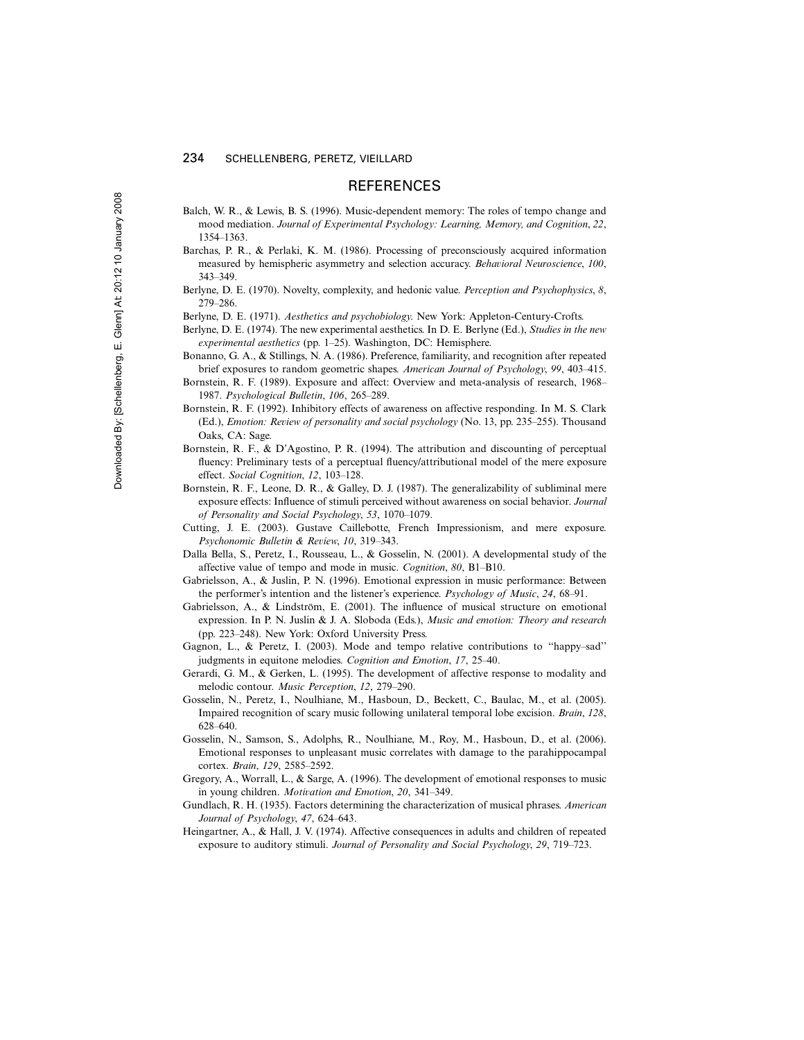## REFERENCES

Balch, W. R., & Lewis, B. S. (1996). Music-dependent memory: The roles of tempo change and mood mediation. *Journal of Experimental Psychology: Learning, Memory, and Cognition*, *22*, 1354–1363.

Barchas, P. R., & Perlaki, K. M. (1986). Processing of preconsciously acquired information measured by hemispheric asymmetry and selection accuracy. *Behavioral Neuroscience*, *100*, 343–349.

Berlyne, D. E. (1970). Novelty, complexity, and hedonic value. *Perception and Psychophysics*, *8*, 279–286.

Berlyne, D. E. (1971). *Aesthetics and psychobiology.* New York: Appleton-Century-Crofts.

Berlyne, D. E. (1974). The new experimental aesthetics. In D. E. Berlyne (Ed.), *Studies in the new experimental aesthetics* (pp. 1–25). Washington, DC: Hemisphere.

Bonanno, G. A., & Stillings, N. A. (1986). Preference, familiarity, and recognition after repeated brief exposures to random geometric shapes. *American Journal of Psychology*, *99*, 403–415.

Bornstein, R. F. (1989). Exposure and affect: Overview and meta-analysis of research, 1968–1987. *Psychological Bulletin*, *106*, 265–289.

Bornstein, R. F. (1992). Inhibitory effects of awareness on affective responding. In M. S. Clark (Ed.), *Emotion: Review of personality and social psychology* (No. 13, pp. 235–255). Thousand Oaks, CA: Sage.

Bornstein, R. F., & D'Agostino, P. R. (1994). The attribution and discounting of perceptual fluency: Preliminary tests of a perceptual fluency/attributional model of the mere exposure effect. *Social Cognition*, *12*, 103–128.

Bornstein, R. F., Leone, D. R., & Galley, D. J. (1987). The generalizability of subliminal mere exposure effects: Influence of stimuli perceived without awareness on social behavior. *Journal of Personality and Social Psychology*, *53*, 1070–1079.

Cutting, J. E. (2003). Gustave Caillebotte, French Impressionism, and mere exposure. *Psychonomic Bulletin & Review*, *10*, 319–343.

Dalla Bella, S., Peretz, I., Rousseau, L., & Gosselin, N. (2001). A developmental study of the affective value of tempo and mode in music. *Cognition*, *80*, B1–B10.

Gabrielsson, A., & Juslin, P. N. (1996). Emotional expression in music performance: Between the performer's intention and the listener's experience. *Psychology of Music*, *24*, 68–91.

Gabrielsson, A., & Lindström, E. (2001). The influence of musical structure on emotional expression. In P. N. Juslin & J. A. Sloboda (Eds.), *Music and emotion: Theory and research* (pp. 223–248). New York: Oxford University Press.

Gagnon, L., & Peretz, I. (2003). Mode and tempo relative contributions to "happy–sad" judgments in equitone melodies. *Cognition and Emotion*, *17*, 25–40.

Gerardi, G. M., & Gerken, L. (1995). The development of affective response to modality and melodic contour. *Music Perception*, *12*, 279–290.

Gosselin, N., Peretz, I., Noulhiane, M., Hasboun, D., Beckett, C., Baulac, M., et al. (2005). Impaired recognition of scary music following unilateral temporal lobe excision. *Brain*, *128*, 628–640.

Gosselin, N., Samson, S., Adolphs, R., Noulhiane, M., Roy, M., Hasboun, D., et al. (2006). Emotional responses to unpleasant music correlates with damage to the parahippocampal cortex. *Brain*, *129*, 2585–2592.

Gregory, A., Worrall, L., & Sarge, A. (1996). The development of emotional responses to music in young children. *Motivation and Emotion*, *20*, 341–349.

Gundlach, R. H. (1935). Factors determining the characterization of musical phrases. *American Journal of Psychology*, *47*, 624–643.

Heingartner, A., & Hall, J. V. (1974). Affective consequences in adults and children of repeated exposure to auditory stimuli. *Journal of Personality and Social Psychology*, *29*, 719–723.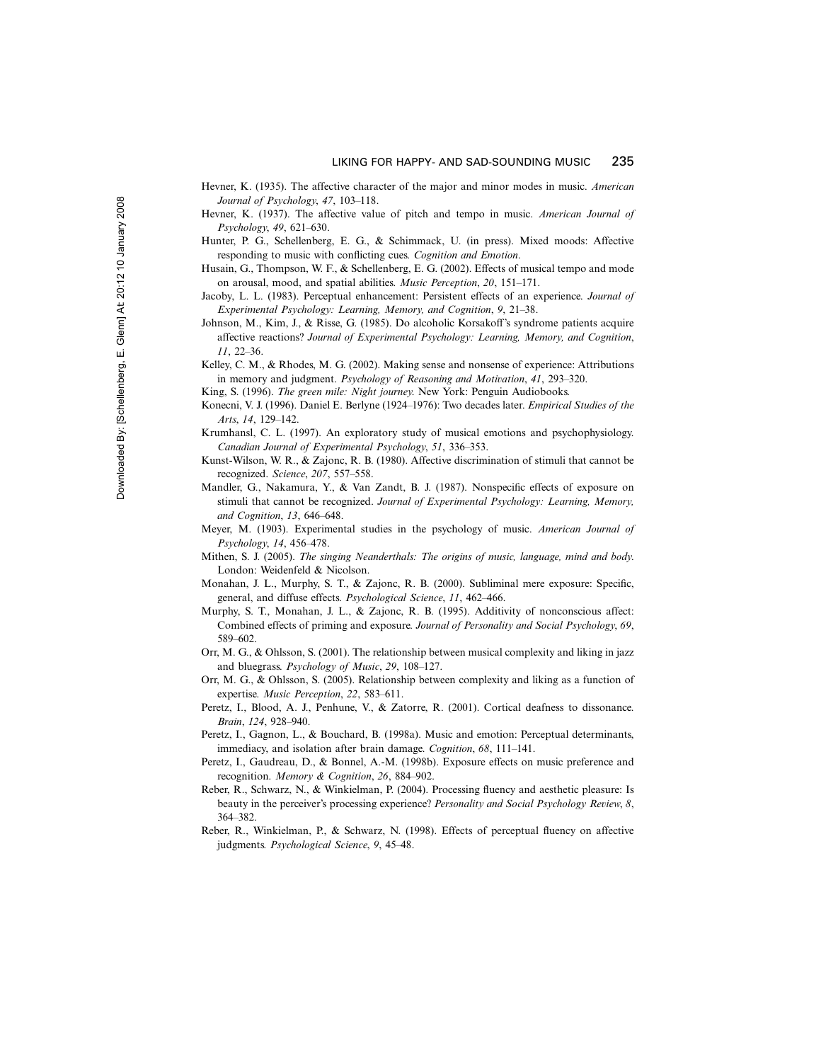Hevner, K. (1935). The affective character of the major and minor modes in music. *American Journal of Psychology*, *47*, 103–118.

Hevner, K. (1937). The affective value of pitch and tempo in music. *American Journal of Psychology*, *49*, 621–630.

Hunter, P. G., Schellenberg, E. G., & Schimmack, U. (in press). Mixed moods: Affective responding to music with conflicting cues. *Cognition and Emotion*.

Husain, G., Thompson, W. F., & Schellenberg, E. G. (2002). Effects of musical tempo and mode on arousal, mood, and spatial abilities. *Music Perception*, *20*, 151–171.

Jacoby, L. L. (1983). Perceptual enhancement: Persistent effects of an experience. *Journal of Experimental Psychology: Learning, Memory, and Cognition*, *9*, 21–38.

Johnson, M., Kim, J., & Risse, G. (1985). Do alcoholic Korsakoff's syndrome patients acquire affective reactions? *Journal of Experimental Psychology: Learning, Memory, and Cognition*, *11*, 22–36.

Kelley, C. M., & Rhodes, M. G. (2002). Making sense and nonsense of experience: Attributions in memory and judgment. *Psychology of Reasoning and Motivation*, *41*, 293–320.

King, S. (1996). *The green mile: Night journey.* New York: Penguin Audiobooks.

Konecni, V. J. (1996). Daniel E. Berlyne (1924–1976): Two decades later. *Empirical Studies of the Arts*, *14*, 129–142.

Krumhansl, C. L. (1997). An exploratory study of musical emotions and psychophysiology. *Canadian Journal of Experimental Psychology*, *51*, 336–353.

Kunst-Wilson, W. R., & Zajonc, R. B. (1980). Affective discrimination of stimuli that cannot be recognized. *Science*, *207*, 557–558.

Mandler, G., Nakamura, Y., & Van Zandt, B. J. (1987). Nonspecific effects of exposure on stimuli that cannot be recognized. *Journal of Experimental Psychology: Learning, Memory, and Cognition*, *13*, 646–648.

Meyer, M. (1903). Experimental studies in the psychology of music. *American Journal of Psychology*, *14*, 456–478.

Mithen, S. J. (2005). *The singing Neanderthals: The origins of music, language, mind and body.* London: Weidenfeld & Nicolson.

Monahan, J. L., Murphy, S. T., & Zajonc, R. B. (2000). Subliminal mere exposure: Specific, general, and diffuse effects. *Psychological Science*, *11*, 462–466.

Murphy, S. T., Monahan, J. L., & Zajonc, R. B. (1995). Additivity of nonconscious affect: Combined effects of priming and exposure. *Journal of Personality and Social Psychology*, *69*, 589–602.

Orr, M. G., & Ohlsson, S. (2001). The relationship between musical complexity and liking in jazz and bluegrass. *Psychology of Music*, *29*, 108–127.

Orr, M. G., & Ohlsson, S. (2005). Relationship between complexity and liking as a function of expertise. *Music Perception*, *22*, 583–611.

Peretz, I., Blood, A. J., Penhune, V., & Zatorre, R. (2001). Cortical deafness to dissonance. *Brain*, *124*, 928–940.

Peretz, I., Gagnon, L., & Bouchard, B. (1998a). Music and emotion: Perceptual determinants, immediacy, and isolation after brain damage. *Cognition*, *68*, 111–141.

Peretz, I., Gaudreau, D., & Bonnel, A.-M. (1998b). Exposure effects on music preference and recognition. *Memory & Cognition*, *26*, 884–902.

Reber, R., Schwarz, N., & Winkielman, P. (2004). Processing fluency and aesthetic pleasure: Is beauty in the perceiver's processing experience? *Personality and Social Psychology Review*, *8*, 364–382.

Reber, R., Winkielman, P., & Schwarz, N. (1998). Effects of perceptual fluency on affective judgments. *Psychological Science*, *9*, 45–48.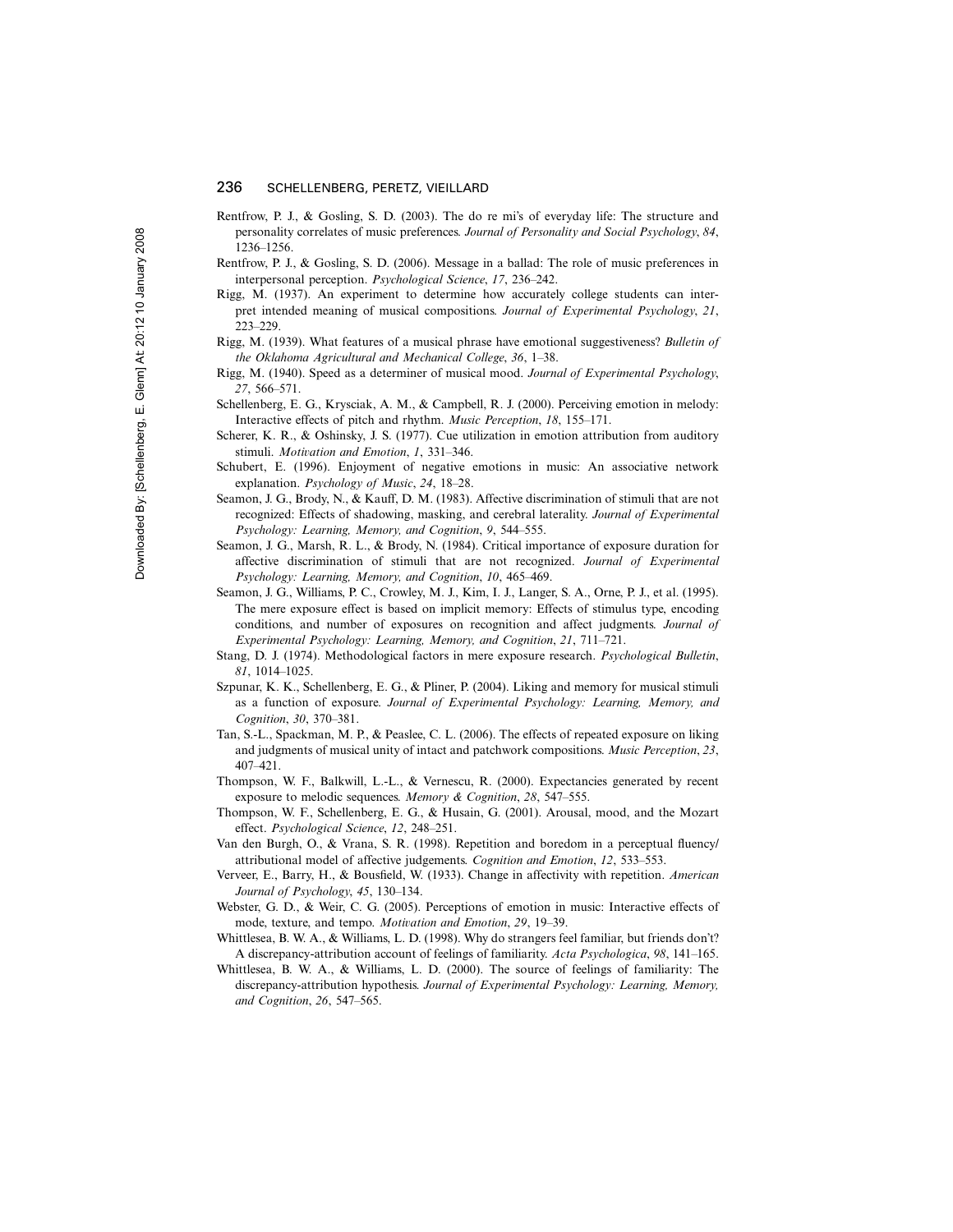Rentfrow, P. J., & Gosling, S. D. (2003). The do re mi's of everyday life: The structure and personality correlates of music preferences. *Journal of Personality and Social Psychology*, *84*, 1236–1256.

Rentfrow, P. J., & Gosling, S. D. (2006). Message in a ballad: The role of music preferences in interpersonal perception. *Psychological Science*, *17*, 236–242.

Rigg, M. (1937). An experiment to determine how accurately college students can interpret intended meaning of musical compositions. *Journal of Experimental Psychology*, *21*, 223–229.

Rigg, M. (1939). What features of a musical phrase have emotional suggestiveness? *Bulletin of the Oklahoma Agricultural and Mechanical College*, *36*, 1–38.

Rigg, M. (1940). Speed as a determiner of musical mood. *Journal of Experimental Psychology*, *27*, 566–571.

Schellenberg, E. G., Krysciak, A. M., & Campbell, R. J. (2000). Perceiving emotion in melody: Interactive effects of pitch and rhythm. *Music Perception*, *18*, 155–171.

Scherer, K. R., & Oshinsky, J. S. (1977). Cue utilization in emotion attribution from auditory stimuli. *Motivation and Emotion*, *1*, 331–346.

Schubert, E. (1996). Enjoyment of negative emotions in music: An associative network explanation. *Psychology of Music*, *24*, 18–28.

Seamon, J. G., Brody, N., & Kauff, D. M. (1983). Affective discrimination of stimuli that are not recognized: Effects of shadowing, masking, and cerebral laterality. *Journal of Experimental Psychology: Learning, Memory, and Cognition*, *9*, 544–555.

Seamon, J. G., Marsh, R. L., & Brody, N. (1984). Critical importance of exposure duration for affective discrimination of stimuli that are not recognized. *Journal of Experimental Psychology: Learning, Memory, and Cognition*, *10*, 465–469.

Seamon, J. G., Williams, P. C., Crowley, M. J., Kim, I. J., Langer, S. A., Orne, P. J., et al. (1995). The mere exposure effect is based on implicit memory: Effects of stimulus type, encoding conditions, and number of exposures on recognition and affect judgments. *Journal of Experimental Psychology: Learning, Memory, and Cognition*, *21*, 711–721.

Stang, D. J. (1974). Methodological factors in mere exposure research. *Psychological Bulletin*, *81*, 1014–1025.

Szpunar, K. K., Schellenberg, E. G., & Pliner, P. (2004). Liking and memory for musical stimuli as a function of exposure. *Journal of Experimental Psychology: Learning, Memory, and Cognition*, *30*, 370–381.

Tan, S.-L., Spackman, M. P., & Peaslee, C. L. (2006). The effects of repeated exposure on liking and judgments of musical unity of intact and patchwork compositions. *Music Perception*, *23*, 407–421.

Thompson, W. F., Balkwill, L.-L., & Vernescu, R. (2000). Expectancies generated by recent exposure to melodic sequences. *Memory & Cognition*, *28*, 547–555.

Thompson, W. F., Schellenberg, E. G., & Husain, G. (2001). Arousal, mood, and the Mozart effect. *Psychological Science*, *12*, 248–251.

Van den Burgh, O., & Vrana, S. R. (1998). Repetition and boredom in a perceptual fluency/attributional model of affective judgements. *Cognition and Emotion*, *12*, 533–553.

Verveer, E., Barry, H., & Bousfield, W. (1933). Change in affectivity with repetition. *American Journal of Psychology*, *45*, 130–134.

Webster, G. D., & Weir, C. G. (2005). Perceptions of emotion in music: Interactive effects of mode, texture, and tempo. *Motivation and Emotion*, *29*, 19–39.

Whittlesea, B. W. A., & Williams, L. D. (1998). Why do strangers feel familiar, but friends don't? A discrepancy-attribution account of feelings of familiarity. *Acta Psychologica*, *98*, 141–165.

Whittlesea, B. W. A., & Williams, L. D. (2000). The source of feelings of familiarity: The discrepancy-attribution hypothesis. *Journal of Experimental Psychology: Learning, Memory, and Cognition*, *26*, 547–565.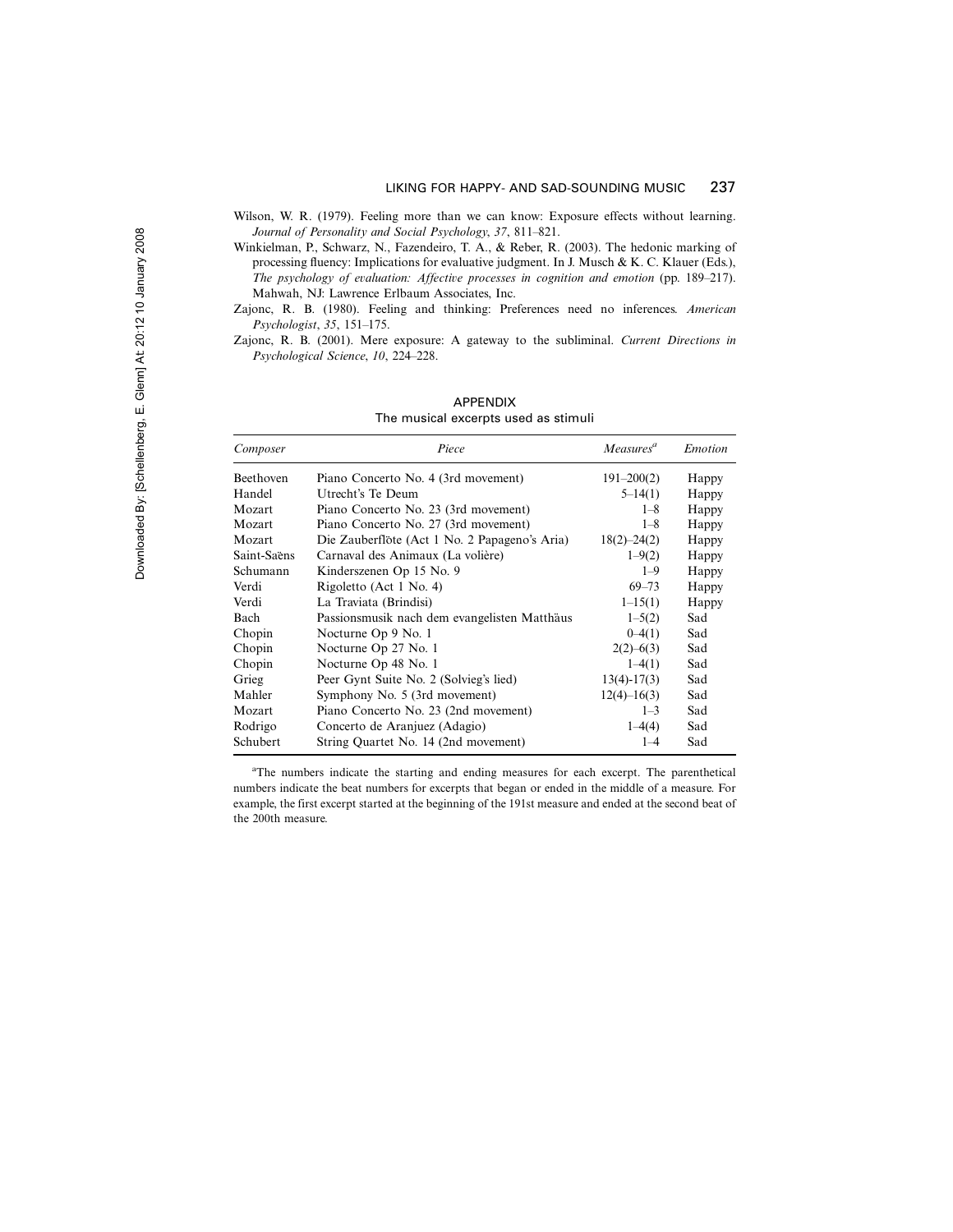Wilson, W. R. (1979). Feeling more than we can know: Exposure effects without learning. *Journal of Personality and Social Psychology*, *37*, 811–821.

Winkielman, P., Schwarz, N., Fazendeiro, T. A., & Reber, R. (2003). The hedonic marking of processing fluency: Implications for evaluative judgment. In J. Musch & K. C. Klauer (Eds.), *The psychology of evaluation: Affective processes in cognition and emotion* (pp. 189–217). Mahwah, NJ: Lawrence Erlbaum Associates, Inc.

Zajonc, R. B. (1980). Feeling and thinking: Preferences need no inferences. *American Psychologist*, *35*, 151–175.

Zajonc, R. B. (2001). Mere exposure: A gateway to the subliminal. *Current Directions in Psychological Science*, *10*, 224–228.

## APPENDIX

The musical excerpts used as stimuli

| *Composer* | *Piece* | *Measures*[a] | *Emotion* |
|---|---|---|---|
| Beethoven | Piano Concerto No. 4 (3rd movement) | 191–200(2) | Happy |
| Handel | Utrecht's Te Deum | 5–14(1) | Happy |
| Mozart | Piano Concerto No. 23 (3rd movement) | 1–8 | Happy |
| Mozart | Piano Concerto No. 27 (3rd movement) | 1–8 | Happy |
| Mozart | Die Zauberflöte (Act 1 No. 2 Papageno's Aria) | 18(2)–24(2) | Happy |
| Saint-Saëns | Carnaval des Animaux (La volière) | 1–9(2) | Happy |
| Schumann | Kinderszenen Op 15 No. 9 | 1–9 | Happy |
| Verdi | Rigoletto (Act 1 No. 4) | 69–73 | Happy |
| Verdi | La Traviata (Brindisi) | 1–15(1) | Happy |
| Bach | Passionsmusik nach dem evangelisten Matthäus | 1–5(2) | Sad |
| Chopin | Nocturne Op 9 No. 1 | 0–4(1) | Sad |
| Chopin | Nocturne Op 27 No. 1 | 2(2)–6(3) | Sad |
| Chopin | Nocturne Op 48 No. 1 | 1–4(1) | Sad |
| Grieg | Peer Gynt Suite No. 2 (Solvieg's lied) | 13(4)-17(3) | Sad |
| Mahler | Symphony No. 5 (3rd movement) | 12(4)–16(3) | Sad |
| Mozart | Piano Concerto No. 23 (2nd movement) | 1–3 | Sad |
| Rodrigo | Concerto de Aranjuez (Adagio) | 1–4(4) | Sad |
| Schubert | String Quartet No. 14 (2nd movement) | 1–4 | Sad |

[a]The numbers indicate the starting and ending measures for each excerpt. The parenthetical numbers indicate the beat numbers for excerpts that began or ended in the middle of a measure. For example, the first excerpt started at the beginning of the 191st measure and ended at the second beat of the 200th measure.